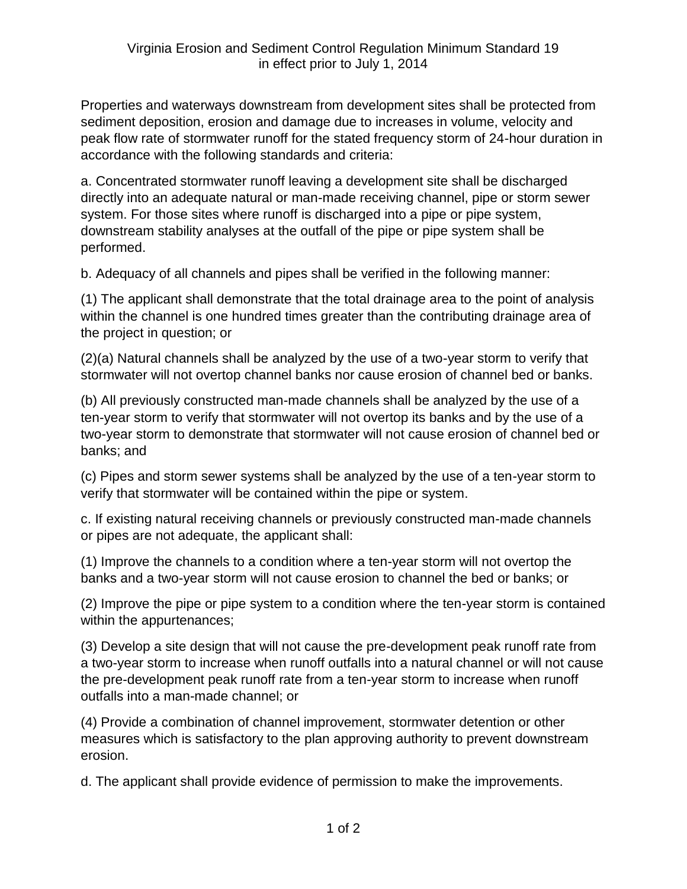# Virginia Erosion and Sediment Control Regulation Minimum Standard 19 in effect prior to July 1, 2014

Properties and waterways downstream from development sites shall be protected from sediment deposition, erosion and damage due to increases in volume, velocity and peak flow rate of stormwater runoff for the stated frequency storm of 24-hour duration in accordance with the following standards and criteria:

a. Concentrated stormwater runoff leaving a development site shall be discharged directly into an adequate natural or man-made receiving channel, pipe or storm sewer system. For those sites where runoff is discharged into a pipe or pipe system, downstream stability analyses at the outfall of the pipe or pipe system shall be performed.

b. Adequacy of all channels and pipes shall be verified in the following manner:

(1) The applicant shall demonstrate that the total drainage area to the point of analysis within the channel is one hundred times greater than the contributing drainage area of the project in question; or

(2)(a) Natural channels shall be analyzed by the use of a two-year storm to verify that stormwater will not overtop channel banks nor cause erosion of channel bed or banks.

(b) All previously constructed man-made channels shall be analyzed by the use of a ten-year storm to verify that stormwater will not overtop its banks and by the use of a two-year storm to demonstrate that stormwater will not cause erosion of channel bed or banks; and

(c) Pipes and storm sewer systems shall be analyzed by the use of a ten-year storm to verify that stormwater will be contained within the pipe or system.

c. If existing natural receiving channels or previously constructed man-made channels or pipes are not adequate, the applicant shall:

(1) Improve the channels to a condition where a ten-year storm will not overtop the banks and a two-year storm will not cause erosion to channel the bed or banks; or

(2) Improve the pipe or pipe system to a condition where the ten-year storm is contained within the appurtenances;

(3) Develop a site design that will not cause the pre-development peak runoff rate from a two-year storm to increase when runoff outfalls into a natural channel or will not cause the pre-development peak runoff rate from a ten-year storm to increase when runoff outfalls into a man-made channel; or

(4) Provide a combination of channel improvement, stormwater detention or other measures which is satisfactory to the plan approving authority to prevent downstream erosion.

d. The applicant shall provide evidence of permission to make the improvements.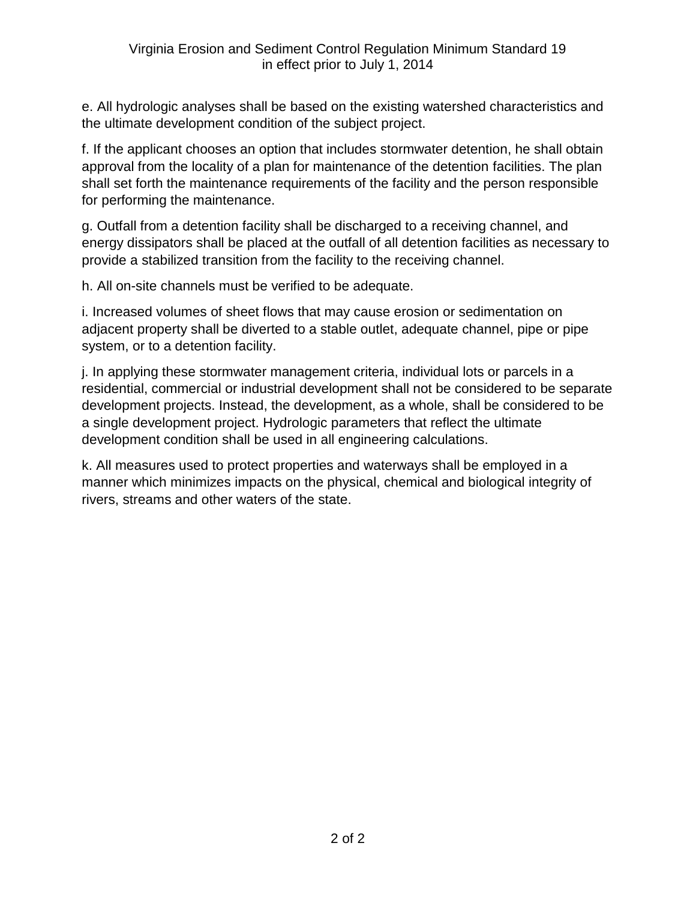e. All hydrologic analyses shall be based on the existing watershed characteristics and the ultimate development condition of the subject project.

f. If the applicant chooses an option that includes stormwater detention, he shall obtain approval from the locality of a plan for maintenance of the detention facilities. The plan shall set forth the maintenance requirements of the facility and the person responsible for performing the maintenance.

g. Outfall from a detention facility shall be discharged to a receiving channel, and energy dissipators shall be placed at the outfall of all detention facilities as necessary to provide a stabilized transition from the facility to the receiving channel.

h. All on-site channels must be verified to be adequate.

i. Increased volumes of sheet flows that may cause erosion or sedimentation on adjacent property shall be diverted to a stable outlet, adequate channel, pipe or pipe system, or to a detention facility.

j. In applying these stormwater management criteria, individual lots or parcels in a residential, commercial or industrial development shall not be considered to be separate development projects. Instead, the development, as a whole, shall be considered to be a single development project. Hydrologic parameters that reflect the ultimate development condition shall be used in all engineering calculations.

k. All measures used to protect properties and waterways shall be employed in a manner which minimizes impacts on the physical, chemical and biological integrity of rivers, streams and other waters of the state.